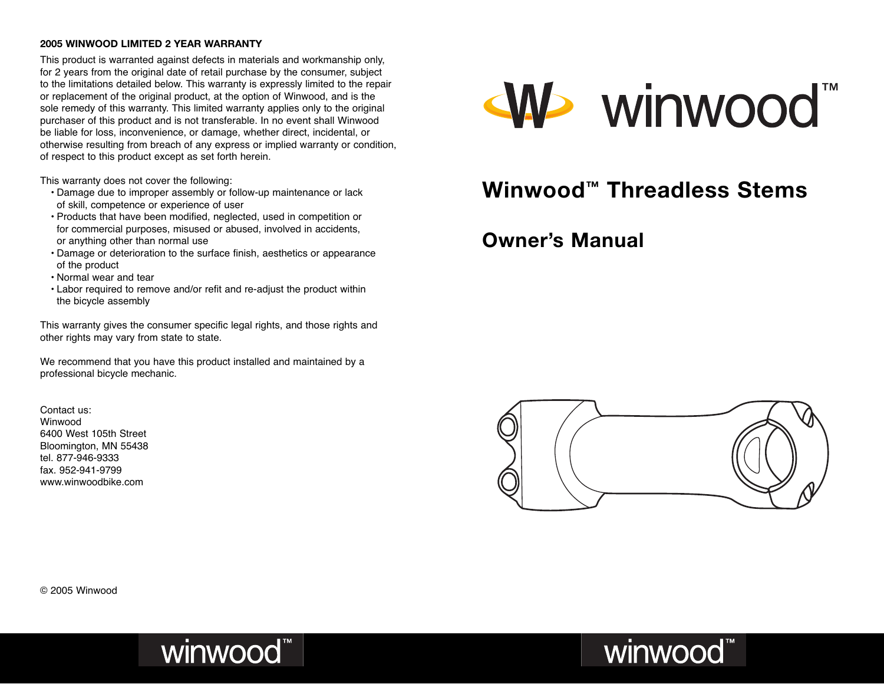**2005 WINWOOD LIMITED 2 YEAR WARRANTY**

This product is warranted against defects in materials and workmanship only, for 2 years from the original date of retail purchase by the consumer, subject to the limitations detailed below. This warranty is expressly limited to the repair or replacement of the original product, at the option of Winwood, and is the sole remedy of this warranty. This limited warranty applies only to the original purchaser of this product and is not transferable. In no event shall Winwood be liable for loss, inconvenience, or damage, whether direct, incidental, or otherwise resulting from breach of any express or implied warranty or condition, of respect to this product except as set forth herein.

This warranty does not cover the following:

- Damage due to improper assembly or follow-up maintenance or lack of skill, competence or experience of user
- Products that have been modified, neglected, used in competition or for commercial purposes, misused or abused, involved in accidents, or anything other than normal use
- Damage or deterioration to the surface finish, aesthetics or appearance of the product
- Normal wear and tear
- Labor required to remove and/or refit and re-adjust the product within the bicycle assembly

This warranty gives the consumer specific legal rights, and those rights and other rights may vary from state to state.

We recommend that you have this product installed and maintained by a professional bicycle mechanic.

Contact us:
Winwood
6400 West 105th Street
Bloomington, MN 55438
tel. 877-946-9333
fax. 952-941-9799
www.winwoodbike.com

© 2005 Winwood

winwood™

# Winwood™ Threadless Stems

## Owner's Manual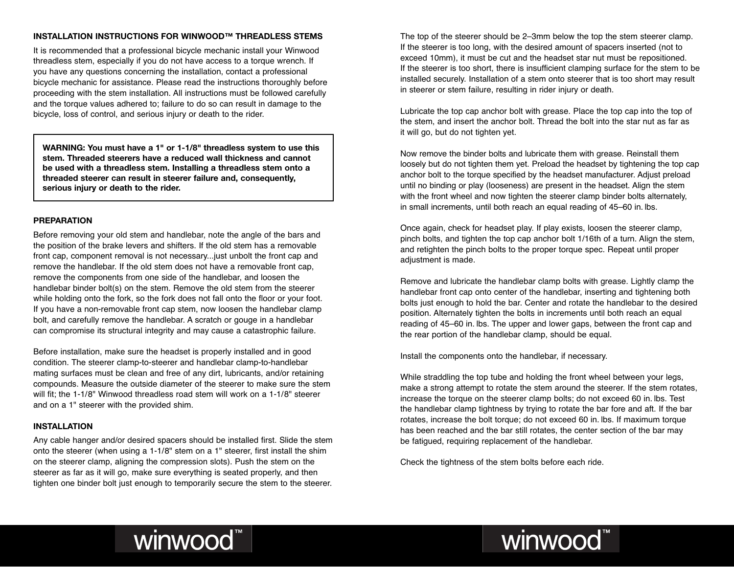**INSTALLATION INSTRUCTIONS FOR WINWOOD™ THREADLESS STEMS**

It is recommended that a professional bicycle mechanic install your Winwood threadless stem, especially if you do not have access to a torque wrench. If you have any questions concerning the installation, contact a professional bicycle mechanic for assistance. Please read the instructions thoroughly before proceeding with the stem installation. All instructions must be followed carefully and the torque values adhered to; failure to do so can result in damage to the bicycle, loss of control, and serious injury or death to the rider.

> **WARNING: You must have a 1" or 1-1/8" threadless system to use this stem. Threaded steerers have a reduced wall thickness and cannot be used with a threadless stem. Installing a threadless stem onto a threaded steerer can result in steerer failure and, consequently, serious injury or death to the rider.**

**PREPARATION**

Before removing your old stem and handlebar, note the angle of the bars and the position of the brake levers and shifters. If the old stem has a removable front cap, component removal is not necessary...just unbolt the front cap and remove the handlebar. If the old stem does not have a removable front cap, remove the components from one side of the handlebar, and loosen the handlebar binder bolt(s) on the stem. Remove the old stem from the steerer while holding onto the fork, so the fork does not fall onto the floor or your foot. If you have a non-removable front cap stem, now loosen the handlebar clamp bolt, and carefully remove the handlebar. A scratch or gouge in a handlebar can compromise its structural integrity and may cause a catastrophic failure.

Before installation, make sure the headset is properly installed and in good condition. The steerer clamp-to-steerer and handlebar clamp-to-handlebar mating surfaces must be clean and free of any dirt, lubricants, and/or retaining compounds. Measure the outside diameter of the steerer to make sure the stem will fit; the 1-1/8" Winwood threadless road stem will work on a 1-1/8" steerer and on a 1" steerer with the provided shim.

**INSTALLATION**

Any cable hanger and/or desired spacers should be installed first. Slide the stem onto the steerer (when using a 1-1/8" stem on a 1" steerer, first install the shim on the steerer clamp, aligning the compression slots). Push the stem on the steerer as far as it will go, make sure everything is seated properly, and then tighten one binder bolt just enough to temporarily secure the stem to the steerer.

The top of the steerer should be 2–3mm below the top the stem steerer clamp. If the steerer is too long, with the desired amount of spacers inserted (not to exceed 10mm), it must be cut and the headset star nut must be repositioned. If the steerer is too short, there is insufficient clamping surface for the stem to be installed securely. Installation of a stem onto steerer that is too short may result in steerer or stem failure, resulting in rider injury or death.

Lubricate the top cap anchor bolt with grease. Place the top cap into the top of the stem, and insert the anchor bolt. Thread the bolt into the star nut as far as it will go, but do not tighten yet.

Now remove the binder bolts and lubricate them with grease. Reinstall them loosely but do not tighten them yet. Preload the headset by tightening the top cap anchor bolt to the torque specified by the headset manufacturer. Adjust preload until no binding or play (looseness) are present in the headset. Align the stem with the front wheel and now tighten the steerer clamp binder bolts alternately, in small increments, until both reach an equal reading of 45–60 in. lbs.

Once again, check for headset play. If play exists, loosen the steerer clamp, pinch bolts, and tighten the top cap anchor bolt 1/16th of a turn. Align the stem, and retighten the pinch bolts to the proper torque spec. Repeat until proper adjustment is made.

Remove and lubricate the handlebar clamp bolts with grease. Lightly clamp the handlebar front cap onto center of the handlebar, inserting and tightening both bolts just enough to hold the bar. Center and rotate the handlebar to the desired position. Alternately tighten the bolts in increments until both reach an equal reading of 45–60 in. lbs. The upper and lower gaps, between the front cap and the rear portion of the handlebar clamp, should be equal.

Install the components onto the handlebar, if necessary.

While straddling the top tube and holding the front wheel between your legs, make a strong attempt to rotate the stem around the steerer. If the stem rotates, increase the torque on the steerer clamp bolts; do not exceed 60 in. lbs. Test the handlebar clamp tightness by trying to rotate the bar fore and aft. If the bar rotates, increase the bolt torque; do not exceed 60 in. lbs. If maximum torque has been reached and the bar still rotates, the center section of the bar may be fatigued, requiring replacement of the handlebar.

Check the tightness of the stem bolts before each ride.

winwood™